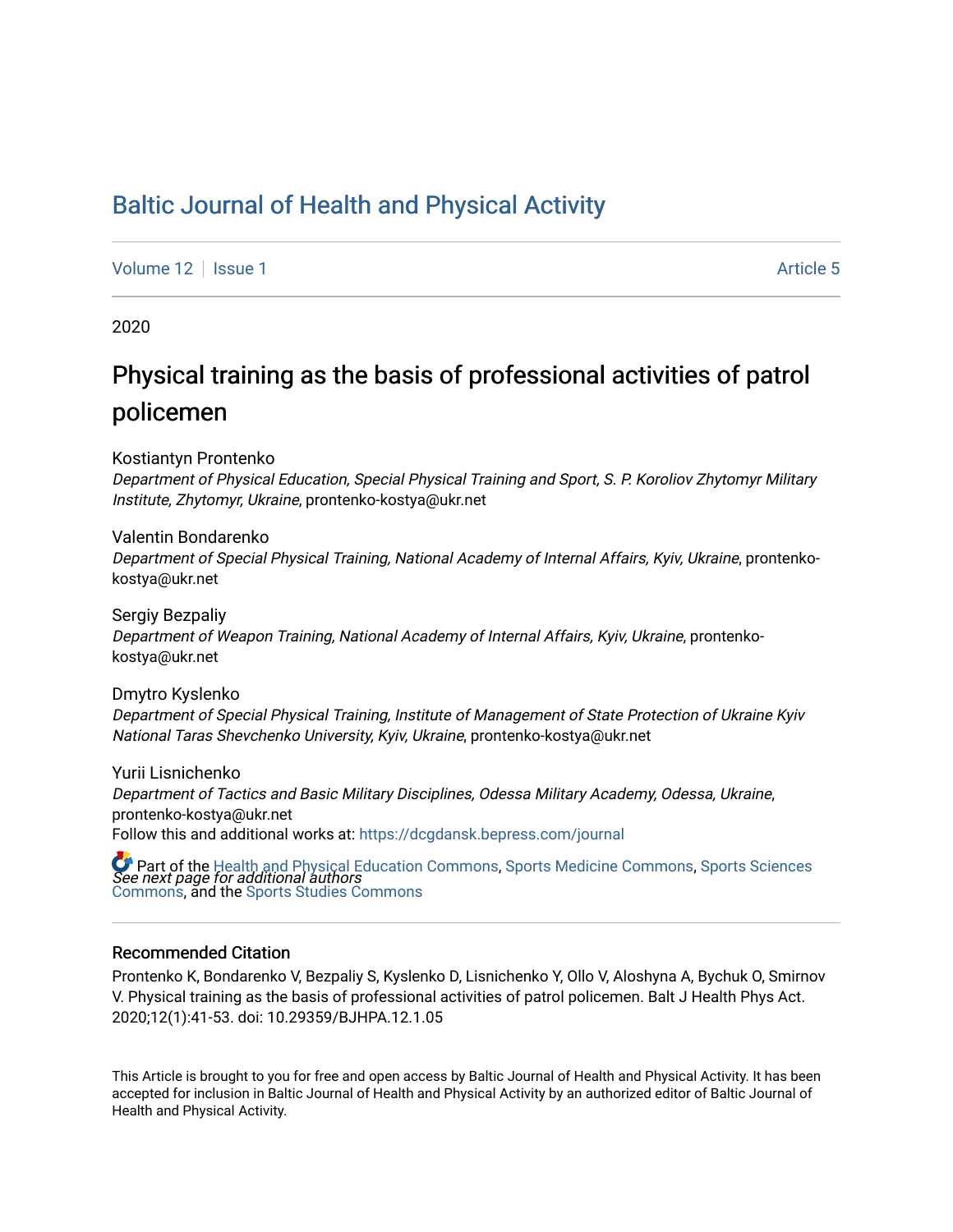# Baltic Journal of Health and Physical Activity

Volume 12 | Issue 1 | Article 5

2020

## Physical training as the basis of professional activities of patrol policemen

Kostiantyn Prontenko
*Department of Physical Education, Special Physical Training and Sport, S. P. Koroliov Zhytomyr Military Institute, Zhytomyr, Ukraine*, prontenko-kostya@ukr.net

Valentin Bondarenko
*Department of Special Physical Training, National Academy of Internal Affairs, Kyiv, Ukraine*, prontenko-kostya@ukr.net

Sergiy Bezpaliy
*Department of Weapon Training, National Academy of Internal Affairs, Kyiv, Ukraine*, prontenko-kostya@ukr.net

Dmytro Kyslenko
*Department of Special Physical Training, Institute of Management of State Protection of Ukraine Kyiv National Taras Shevchenko University, Kyiv, Ukraine*, prontenko-kostya@ukr.net

Yurii Lisnichenko
*Department of Tactics and Basic Military Disciplines, Odessa Military Academy, Odessa, Ukraine*, prontenko-kostya@ukr.net

*See next page for additional authors*

Follow this and additional works at: https://dcgdansk.bepress.com/journal

Part of the Health and Physical Education Commons, Sports Medicine Commons, Sports Sciences Commons, and the Sports Studies Commons

### Recommended Citation

Prontenko K, Bondarenko V, Bezpaliy S, Kyslenko D, Lisnichenko Y, Ollo V, Aloshyna A, Bychuk O, Smirnov V. Physical training as the basis of professional activities of patrol policemen. Balt J Health Phys Act. 2020;12(1):41-53. doi: 10.29359/BJHPA.12.1.05

This Article is brought to you for free and open access by Baltic Journal of Health and Physical Activity. It has been accepted for inclusion in Baltic Journal of Health and Physical Activity by an authorized editor of Baltic Journal of Health and Physical Activity.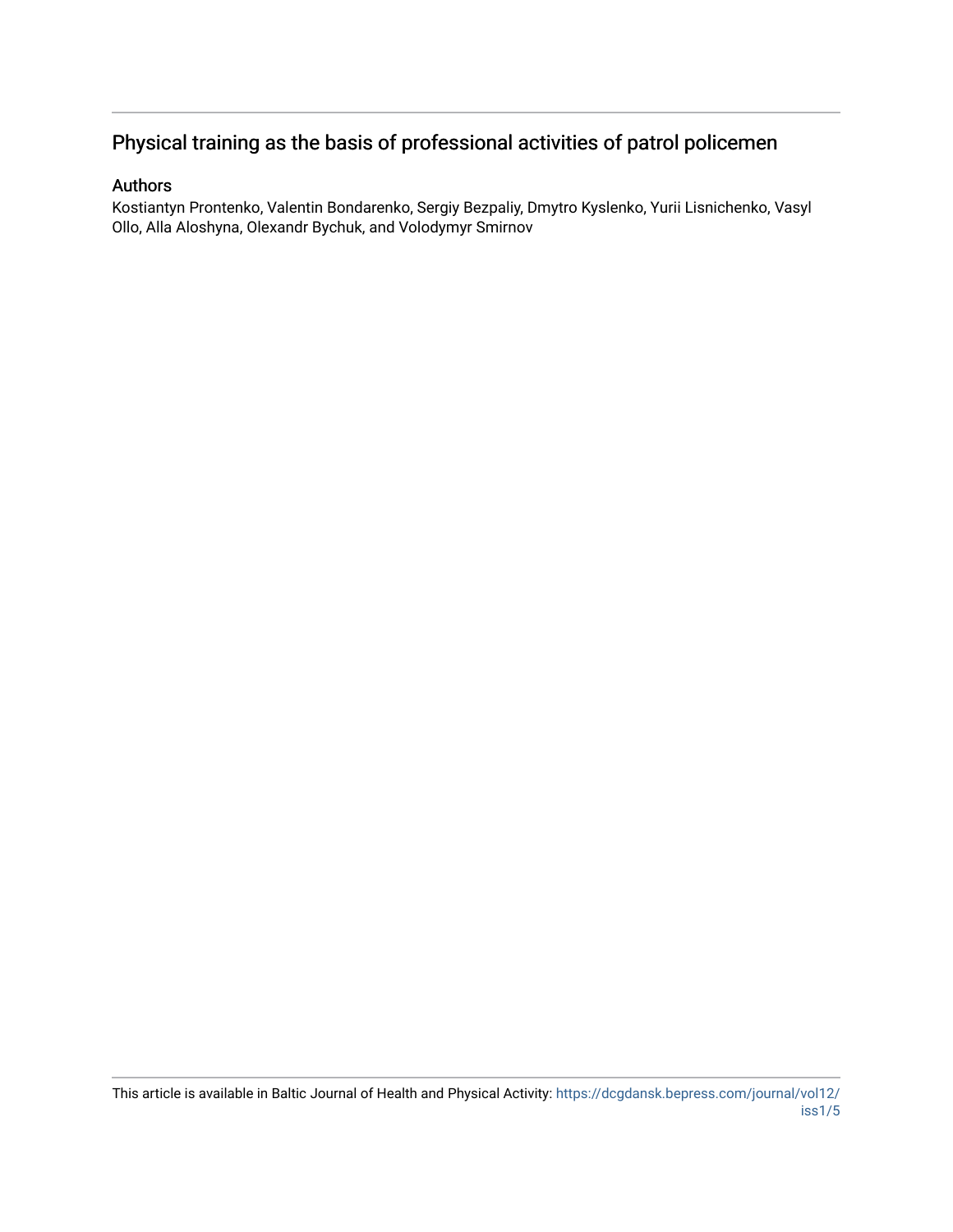# Physical training as the basis of professional activities of patrol policemen

## Authors

Kostiantyn Prontenko, Valentin Bondarenko, Sergiy Bezpaliy, Dmytro Kyslenko, Yurii Lisnichenko, Vasyl Ollo, Alla Aloshyna, Olexandr Bychuk, and Volodymyr Smirnov

This article is available in Baltic Journal of Health and Physical Activity: https://dcgdansk.bepress.com/journal/vol12/iss1/5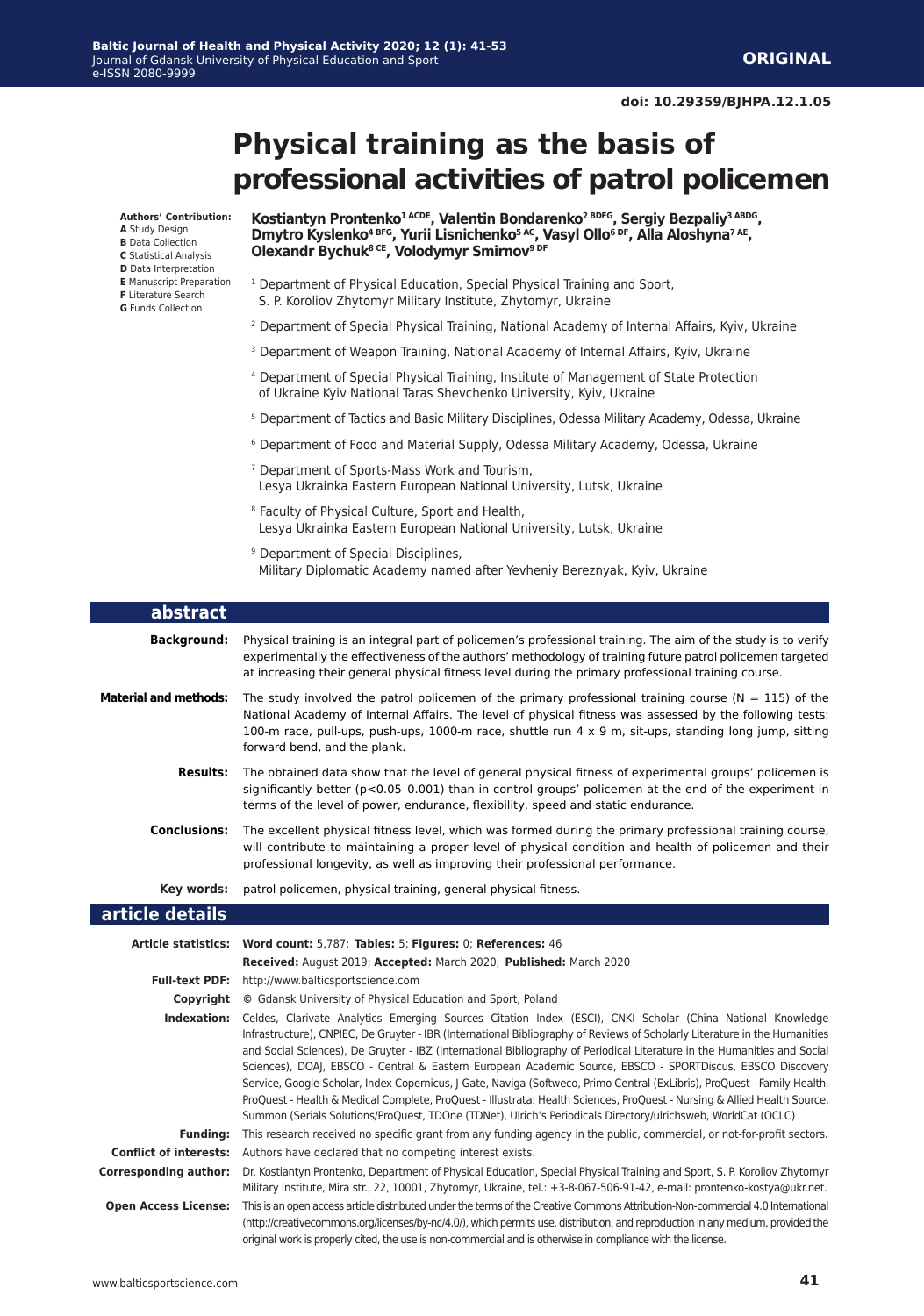ORIGINAL

doi: 10.29359/BJHPA.12.1.05

# Physical training as the basis of professional activities of patrol policemen

**Authors' Contribution:**
**A** Study Design
**B** Data Collection
**C** Statistical Analysis
**D** Data Interpretation
**E** Manuscript Preparation
**F** Literature Search
**G** Funds Collection

**Kostiantyn Prontenko[1 ACDE], Valentin Bondarenko[2 BDFG], Sergiy Bezpaliy[3 ABDG], Dmytro Kyslenko[4 BFG], Yurii Lisnichenko[5 AC], Vasyl Ollo[6 DF], Alla Aloshyna[7 AE], Olexandr Bychuk[8 CE], Volodymyr Smirnov[9 DF]**

[1] Department of Physical Education, Special Physical Training and Sport, S. P. Koroliov Zhytomyr Military Institute, Zhytomyr, Ukraine

[2] Department of Special Physical Training, National Academy of Internal Affairs, Kyiv, Ukraine

[3] Department of Weapon Training, National Academy of Internal Affairs, Kyiv, Ukraine

[4] Department of Special Physical Training, Institute of Management of State Protection of Ukraine Kyiv National Taras Shevchenko University, Kyiv, Ukraine

[5] Department of Tactics and Basic Military Disciplines, Odessa Military Academy, Odessa, Ukraine

[6] Department of Food and Material Supply, Odessa Military Academy, Odessa, Ukraine

[7] Department of Sports-Mass Work and Tourism, Lesya Ukrainka Eastern European National University, Lutsk, Ukraine

[8] Faculty of Physical Culture, Sport and Health, Lesya Ukrainka Eastern European National University, Lutsk, Ukraine

[9] Department of Special Disciplines, Military Diplomatic Academy named after Yevheniy Bereznyak, Kyiv, Ukraine

## abstract

**Background:** Physical training is an integral part of policemen's professional training. The aim of the study is to verify experimentally the effectiveness of the authors' methodology of training future patrol policemen targeted at increasing their general physical fitness level during the primary professional training course.

**Material and methods:** The study involved the patrol policemen of the primary professional training course (N = 115) of the National Academy of Internal Affairs. The level of physical fitness was assessed by the following tests: 100-m race, pull-ups, push-ups, 1000-m race, shuttle run 4 x 9 m, sit-ups, standing long jump, sitting forward bend, and the plank.

**Results:** The obtained data show that the level of general physical fitness of experimental groups' policemen is significantly better ($p<0.05$–$0.001$) than in control groups' policemen at the end of the experiment in terms of the level of power, endurance, flexibility, speed and static endurance.

**Conclusions:** The excellent physical fitness level, which was formed during the primary professional training course, will contribute to maintaining a proper level of physical condition and health of policemen and their professional longevity, as well as improving their professional performance.

**Key words:** patrol policemen, physical training, general physical fitness.

## article details

**Article statistics:** **Word count:** 5,787; **Tables:** 5; **Figures:** 0; **References:** 46
**Received:** August 2019; **Accepted:** March 2020; **Published:** March 2020

**Full-text PDF:** http://www.balticsportscience.com

**Copyright** © Gdansk University of Physical Education and Sport, Poland

**Indexation:** Celdes, Clarivate Analytics Emerging Sources Citation Index (ESCI), CNKI Scholar (China National Knowledge Infrastructure), CNPIEC, De Gruyter - IBR (International Bibliography of Reviews of Scholarly Literature in the Humanities and Social Sciences), De Gruyter - IBZ (International Bibliography of Periodical Literature in the Humanities and Social Sciences), DOAJ, EBSCO - Central & Eastern European Academic Source, EBSCO - SPORTDiscus, EBSCO Discovery Service, Google Scholar, Index Copernicus, J-Gate, Naviga (Softweco, Primo Central (ExLibris), ProQuest - Family Health, ProQuest - Health & Medical Complete, ProQuest - Illustrata: Health Sciences, ProQuest - Nursing & Allied Health Source, Summon (Serials Solutions/ProQuest, TDOne (TDNet), Ulrich's Periodicals Directory/ulrichsweb, WorldCat (OCLC)

**Funding:** This research received no specific grant from any funding agency in the public, commercial, or not-for-profit sectors.

**Conflict of interests:** Authors have declared that no competing interest exists.

**Corresponding author:** Dr. Kostiantyn Prontenko, Department of Physical Education, Special Physical Training and Sport, S. P. Koroliov Zhytomyr Military Institute, Mira str., 22, 10001, Zhytomyr, Ukraine, tel.: +3-8-067-506-91-42, e-mail: prontenko-kostya@ukr.net.

**Open Access License:** This is an open access article distributed under the terms of the Creative Commons Attribution-Non-commercial 4.0 International (http://creativecommons.org/licenses/by-nc/4.0/), which permits use, distribution, and reproduction in any medium, provided the original work is properly cited, the use is non-commercial and is otherwise in compliance with the license.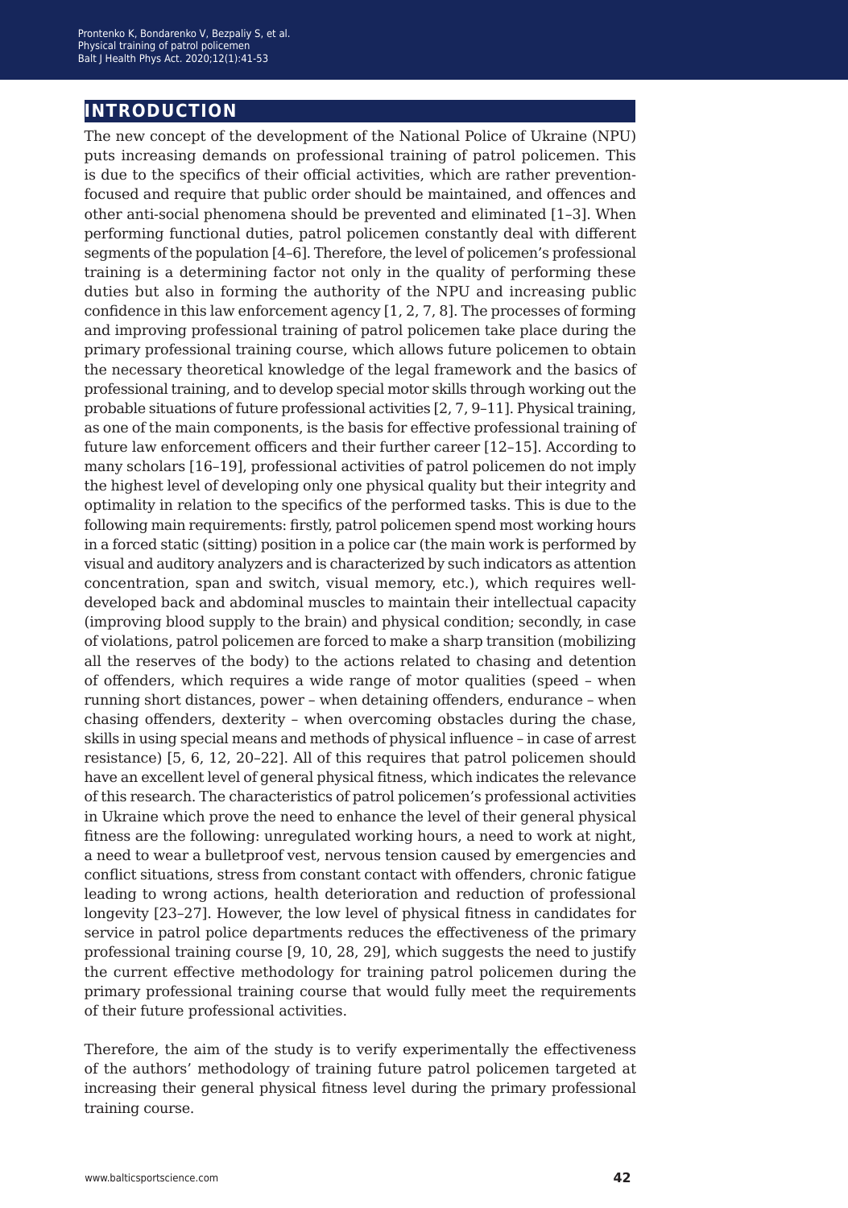## INTRODUCTION

The new concept of the development of the National Police of Ukraine (NPU) puts increasing demands on professional training of patrol policemen. This is due to the specifics of their official activities, which are rather prevention-focused and require that public order should be maintained, and offences and other anti-social phenomena should be prevented and eliminated [1–3]. When performing functional duties, patrol policemen constantly deal with different segments of the population [4–6]. Therefore, the level of policemen's professional training is a determining factor not only in the quality of performing these duties but also in forming the authority of the NPU and increasing public confidence in this law enforcement agency [1, 2, 7, 8]. The processes of forming and improving professional training of patrol policemen take place during the primary professional training course, which allows future policemen to obtain the necessary theoretical knowledge of the legal framework and the basics of professional training, and to develop special motor skills through working out the probable situations of future professional activities [2, 7, 9–11]. Physical training, as one of the main components, is the basis for effective professional training of future law enforcement officers and their further career [12–15]. According to many scholars [16–19], professional activities of patrol policemen do not imply the highest level of developing only one physical quality but their integrity and optimality in relation to the specifics of the performed tasks. This is due to the following main requirements: firstly, patrol policemen spend most working hours in a forced static (sitting) position in a police car (the main work is performed by visual and auditory analyzers and is characterized by such indicators as attention concentration, span and switch, visual memory, etc.), which requires well-developed back and abdominal muscles to maintain their intellectual capacity (improving blood supply to the brain) and physical condition; secondly, in case of violations, patrol policemen are forced to make a sharp transition (mobilizing all the reserves of the body) to the actions related to chasing and detention of offenders, which requires a wide range of motor qualities (speed – when running short distances, power – when detaining offenders, endurance – when chasing offenders, dexterity – when overcoming obstacles during the chase, skills in using special means and methods of physical influence – in case of arrest resistance) [5, 6, 12, 20–22]. All of this requires that patrol policemen should have an excellent level of general physical fitness, which indicates the relevance of this research. The characteristics of patrol policemen's professional activities in Ukraine which prove the need to enhance the level of their general physical fitness are the following: unregulated working hours, a need to work at night, a need to wear a bulletproof vest, nervous tension caused by emergencies and conflict situations, stress from constant contact with offenders, chronic fatigue leading to wrong actions, health deterioration and reduction of professional longevity [23–27]. However, the low level of physical fitness in candidates for service in patrol police departments reduces the effectiveness of the primary professional training course [9, 10, 28, 29], which suggests the need to justify the current effective methodology for training patrol policemen during the primary professional training course that would fully meet the requirements of their future professional activities.

Therefore, the aim of the study is to verify experimentally the effectiveness of the authors' methodology of training future patrol policemen targeted at increasing their general physical fitness level during the primary professional training course.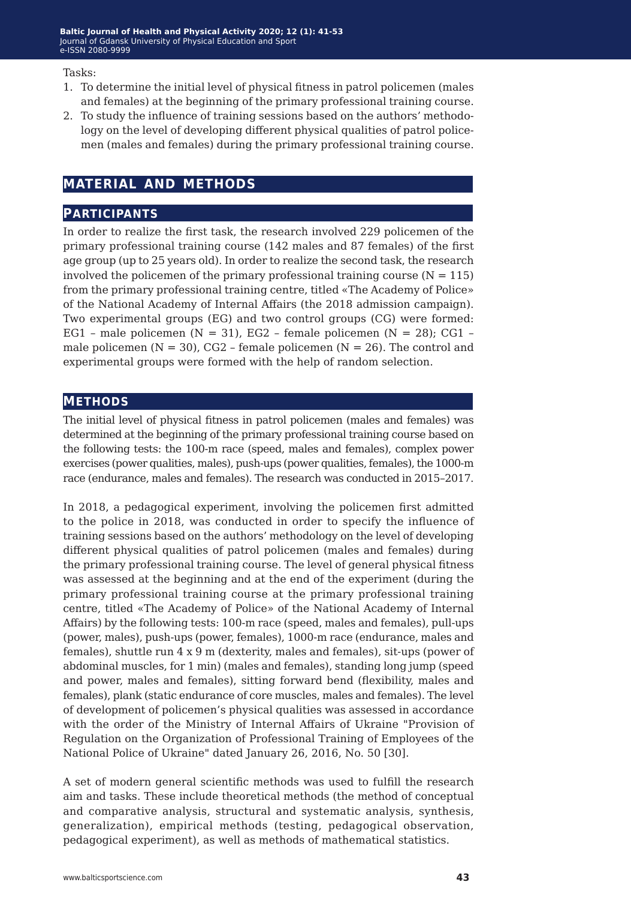Tasks:

1. To determine the initial level of physical fitness in patrol policemen (males and females) at the beginning of the primary professional training course.
2. To study the influence of training sessions based on the authors' methodology on the level of developing different physical qualities of patrol policemen (males and females) during the primary professional training course.

## MATERIAL AND METHODS

### PARTICIPANTS

In order to realize the first task, the research involved 229 policemen of the primary professional training course (142 males and 87 females) of the first age group (up to 25 years old). In order to realize the second task, the research involved the policemen of the primary professional training course (N = 115) from the primary professional training centre, titled «The Academy of Police» of the National Academy of Internal Affairs (the 2018 admission campaign). Two experimental groups (EG) and two control groups (CG) were formed: EG1 – male policemen (N = 31), EG2 – female policemen (N = 28); CG1 – male policemen (N = 30), CG2 – female policemen (N = 26). The control and experimental groups were formed with the help of random selection.

### METHODS

The initial level of physical fitness in patrol policemen (males and females) was determined at the beginning of the primary professional training course based on the following tests: the 100-m race (speed, males and females), complex power exercises (power qualities, males), push-ups (power qualities, females), the 1000-m race (endurance, males and females). The research was conducted in 2015–2017.

In 2018, a pedagogical experiment, involving the policemen first admitted to the police in 2018, was conducted in order to specify the influence of training sessions based on the authors' methodology on the level of developing different physical qualities of patrol policemen (males and females) during the primary professional training course. The level of general physical fitness was assessed at the beginning and at the end of the experiment (during the primary professional training course at the primary professional training centre, titled «The Academy of Police» of the National Academy of Internal Affairs) by the following tests: 100-m race (speed, males and females), pull-ups (power, males), push-ups (power, females), 1000-m race (endurance, males and females), shuttle run 4 x 9 m (dexterity, males and females), sit-ups (power of abdominal muscles, for 1 min) (males and females), standing long jump (speed and power, males and females), sitting forward bend (flexibility, males and females), plank (static endurance of core muscles, males and females). The level of development of policemen's physical qualities was assessed in accordance with the order of the Ministry of Internal Affairs of Ukraine "Provision of Regulation on the Organization of Professional Training of Employees of the National Police of Ukraine" dated January 26, 2016, No. 50 [30].

A set of modern general scientific methods was used to fulfill the research aim and tasks. These include theoretical methods (the method of conceptual and comparative analysis, structural and systematic analysis, synthesis, generalization), empirical methods (testing, pedagogical observation, pedagogical experiment), as well as methods of mathematical statistics.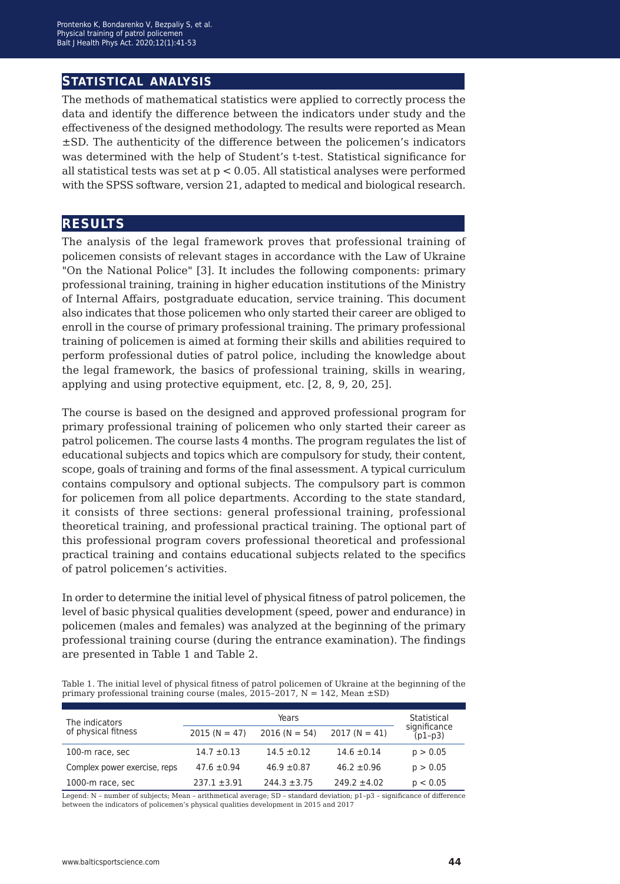## STATISTICAL ANALYSIS

The methods of mathematical statistics were applied to correctly process the data and identify the difference between the indicators under study and the effectiveness of the designed methodology. The results were reported as Mean ±SD. The authenticity of the difference between the policemen's indicators was determined with the help of Student's t-test. Statistical significance for all statistical tests was set at $p < 0.05$. All statistical analyses were performed with the SPSS software, version 21, adapted to medical and biological research.

## RESULTS

The analysis of the legal framework proves that professional training of policemen consists of relevant stages in accordance with the Law of Ukraine "On the National Police" [3]. It includes the following components: primary professional training, training in higher education institutions of the Ministry of Internal Affairs, postgraduate education, service training. This document also indicates that those policemen who only started their career are obliged to enroll in the course of primary professional training. The primary professional training of policemen is aimed at forming their skills and abilities required to perform professional duties of patrol police, including the knowledge about the legal framework, the basics of professional training, skills in wearing, applying and using protective equipment, etc. [2, 8, 9, 20, 25].

The course is based on the designed and approved professional program for primary professional training of policemen who only started their career as patrol policemen. The course lasts 4 months. The program regulates the list of educational subjects and topics which are compulsory for study, their content, scope, goals of training and forms of the final assessment. A typical curriculum contains compulsory and optional subjects. The compulsory part is common for policemen from all police departments. According to the state standard, it consists of three sections: general professional training, professional theoretical training, and professional practical training. The optional part of this professional program covers professional theoretical and professional practical training and contains educational subjects related to the specifics of patrol policemen's activities.

In order to determine the initial level of physical fitness of patrol policemen, the level of basic physical qualities development (speed, power and endurance) in policemen (males and females) was analyzed at the beginning of the primary professional training course (during the entrance examination). The findings are presented in Table 1 and Table 2.

Table 1. The initial level of physical fitness of patrol policemen of Ukraine at the beginning of the primary professional training course (males, 2015–2017, N = 142, Mean ±SD)

| The indicators of physical fitness | Years | | | Statistical significance (p1–p3) |
|---|---|---|---|---|
| | 2015 (N = 47) | 2016 (N = 54) | 2017 (N = 41) | |
| 100-m race, sec | 14.7 ±0.13 | 14.5 ±0.12 | 14.6 ±0.14 | $p > 0.05$ |
| Complex power exercise, reps | 47.6 ±0.94 | 46.9 ±0.87 | 46.2 ±0.96 | $p > 0.05$ |
| 1000-m race, sec | 237.1 ±3.91 | 244.3 ±3.75 | 249.2 ±4.02 | $p < 0.05$ |

Legend: N – number of subjects; Mean – arithmetical average; SD – standard deviation; p1–p3 – significance of difference between the indicators of policemen's physical qualities development in 2015 and 2017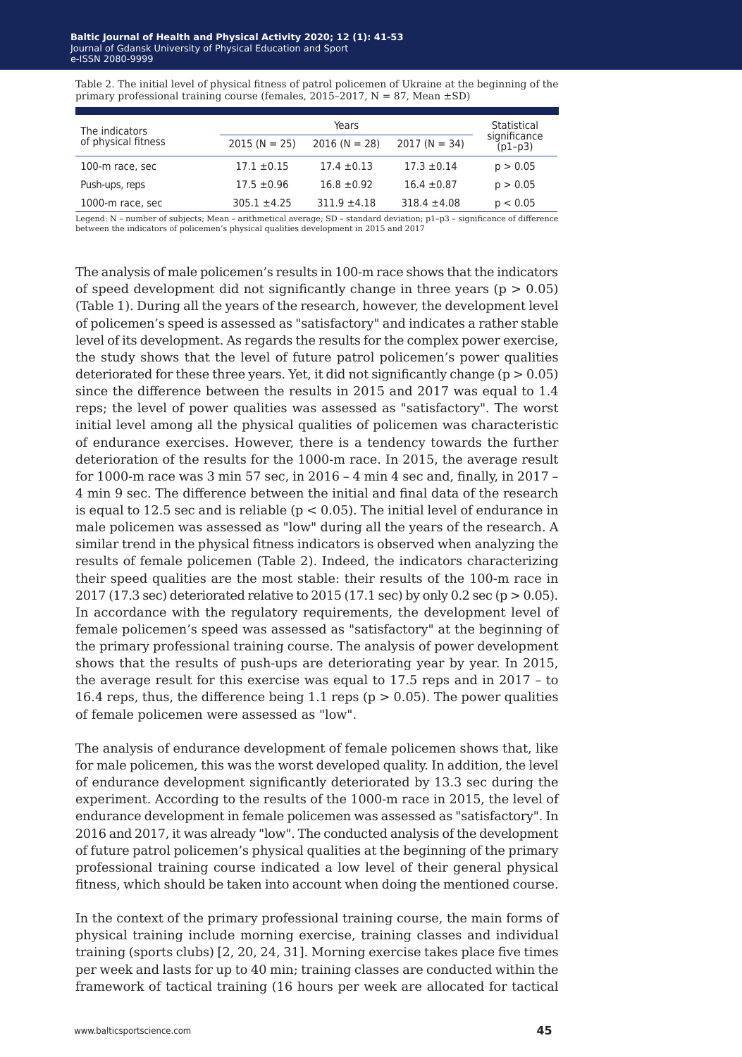Table 2. The initial level of physical fitness of patrol policemen of Ukraine at the beginning of the primary professional training course (females, 2015–2017, N = 87, Mean ±SD)

| The indicators of physical fitness | Years | | | Statistical significance (p1–p3) |
|---|---|---|---|---|
| | 2015 (N = 25) | 2016 (N = 28) | 2017 (N = 34) | |
| 100-m race, sec | 17.1 ±0.15 | 17.4 ±0.13 | 17.3 ±0.14 | p > 0.05 |
| Push-ups, reps | 17.5 ±0.96 | 16.8 ±0.92 | 16.4 ±0.87 | p > 0.05 |
| 1000-m race, sec | 305.1 ±4.25 | 311.9 ±4.18 | 318.4 ±4.08 | p < 0.05 |

Legend: N – number of subjects; Mean – arithmetical average; SD – standard deviation; p1–p3 – significance of difference between the indicators of policemen's physical qualities development in 2015 and 2017

The analysis of male policemen's results in 100-m race shows that the indicators of speed development did not significantly change in three years ($p > 0.05$) (Table 1). During all the years of the research, however, the development level of policemen's speed is assessed as "satisfactory" and indicates a rather stable level of its development. As regards the results for the complex power exercise, the study shows that the level of future patrol policemen's power qualities deteriorated for these three years. Yet, it did not significantly change ($p > 0.05$) since the difference between the results in 2015 and 2017 was equal to 1.4 reps; the level of power qualities was assessed as "satisfactory". The worst initial level among all the physical qualities of policemen was characteristic of endurance exercises. However, there is a tendency towards the further deterioration of the results for the 1000-m race. In 2015, the average result for 1000-m race was 3 min 57 sec, in 2016 – 4 min 4 sec and, finally, in 2017 – 4 min 9 sec. The difference between the initial and final data of the research is equal to 12.5 sec and is reliable ($p < 0.05$). The initial level of endurance in male policemen was assessed as "low" during all the years of the research. A similar trend in the physical fitness indicators is observed when analyzing the results of female policemen (Table 2). Indeed, the indicators characterizing their speed qualities are the most stable: their results of the 100-m race in 2017 (17.3 sec) deteriorated relative to 2015 (17.1 sec) by only 0.2 sec ($p > 0.05$). In accordance with the regulatory requirements, the development level of female policemen's speed was assessed as "satisfactory" at the beginning of the primary professional training course. The analysis of power development shows that the results of push-ups are deteriorating year by year. In 2015, the average result for this exercise was equal to 17.5 reps and in 2017 – to 16.4 reps, thus, the difference being 1.1 reps ($p > 0.05$). The power qualities of female policemen were assessed as "low".

The analysis of endurance development of female policemen shows that, like for male policemen, this was the worst developed quality. In addition, the level of endurance development significantly deteriorated by 13.3 sec during the experiment. According to the results of the 1000-m race in 2015, the level of endurance development in female policemen was assessed as "satisfactory". In 2016 and 2017, it was already "low". The conducted analysis of the development of future patrol policemen's physical qualities at the beginning of the primary professional training course indicated a low level of their general physical fitness, which should be taken into account when doing the mentioned course.

In the context of the primary professional training course, the main forms of physical training include morning exercise, training classes and individual training (sports clubs) [2, 20, 24, 31]. Morning exercise takes place five times per week and lasts for up to 40 min; training classes are conducted within the framework of tactical training (16 hours per week are allocated for tactical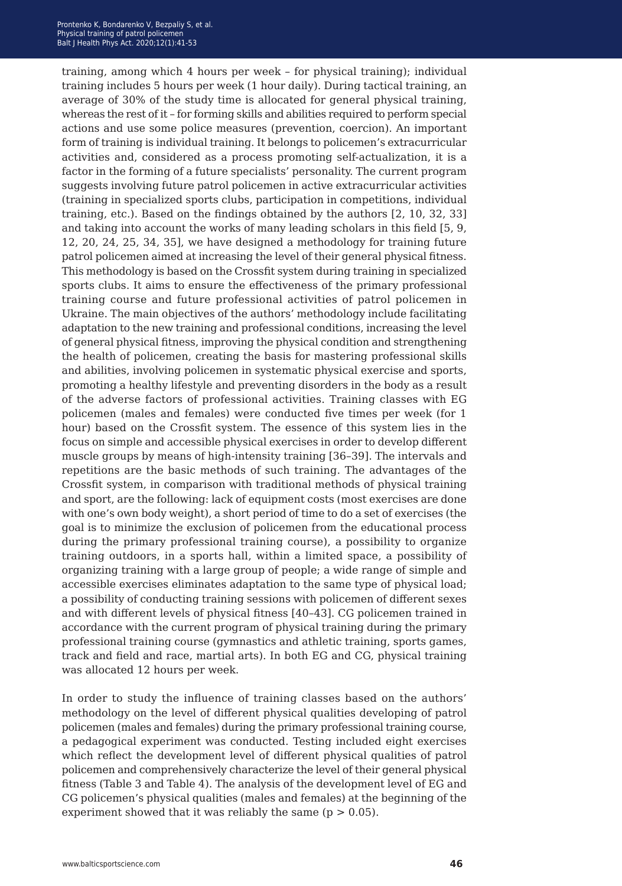training, among which 4 hours per week – for physical training); individual training includes 5 hours per week (1 hour daily). During tactical training, an average of 30% of the study time is allocated for general physical training, whereas the rest of it – for forming skills and abilities required to perform special actions and use some police measures (prevention, coercion). An important form of training is individual training. It belongs to policemen's extracurricular activities and, considered as a process promoting self-actualization, it is a factor in the forming of a future specialists' personality. The current program suggests involving future patrol policemen in active extracurricular activities (training in specialized sports clubs, participation in competitions, individual training, etc.). Based on the findings obtained by the authors [2, 10, 32, 33] and taking into account the works of many leading scholars in this field [5, 9, 12, 20, 24, 25, 34, 35], we have designed a methodology for training future patrol policemen aimed at increasing the level of their general physical fitness. This methodology is based on the Crossfit system during training in specialized sports clubs. It aims to ensure the effectiveness of the primary professional training course and future professional activities of patrol policemen in Ukraine. The main objectives of the authors' methodology include facilitating adaptation to the new training and professional conditions, increasing the level of general physical fitness, improving the physical condition and strengthening the health of policemen, creating the basis for mastering professional skills and abilities, involving policemen in systematic physical exercise and sports, promoting a healthy lifestyle and preventing disorders in the body as a result of the adverse factors of professional activities. Training classes with EG policemen (males and females) were conducted five times per week (for 1 hour) based on the Crossfit system. The essence of this system lies in the focus on simple and accessible physical exercises in order to develop different muscle groups by means of high-intensity training [36–39]. The intervals and repetitions are the basic methods of such training. The advantages of the Crossfit system, in comparison with traditional methods of physical training and sport, are the following: lack of equipment costs (most exercises are done with one's own body weight), a short period of time to do a set of exercises (the goal is to minimize the exclusion of policemen from the educational process during the primary professional training course), a possibility to organize training outdoors, in a sports hall, within a limited space, a possibility of organizing training with a large group of people; a wide range of simple and accessible exercises eliminates adaptation to the same type of physical load; a possibility of conducting training sessions with policemen of different sexes and with different levels of physical fitness [40–43]. CG policemen trained in accordance with the current program of physical training during the primary professional training course (gymnastics and athletic training, sports games, track and field and race, martial arts). In both EG and CG, physical training was allocated 12 hours per week.

In order to study the influence of training classes based on the authors' methodology on the level of different physical qualities developing of patrol policemen (males and females) during the primary professional training course, a pedagogical experiment was conducted. Testing included eight exercises which reflect the development level of different physical qualities of patrol policemen and comprehensively characterize the level of their general physical fitness (Table 3 and Table 4). The analysis of the development level of EG and CG policemen's physical qualities (males and females) at the beginning of the experiment showed that it was reliably the same ($p > 0.05$).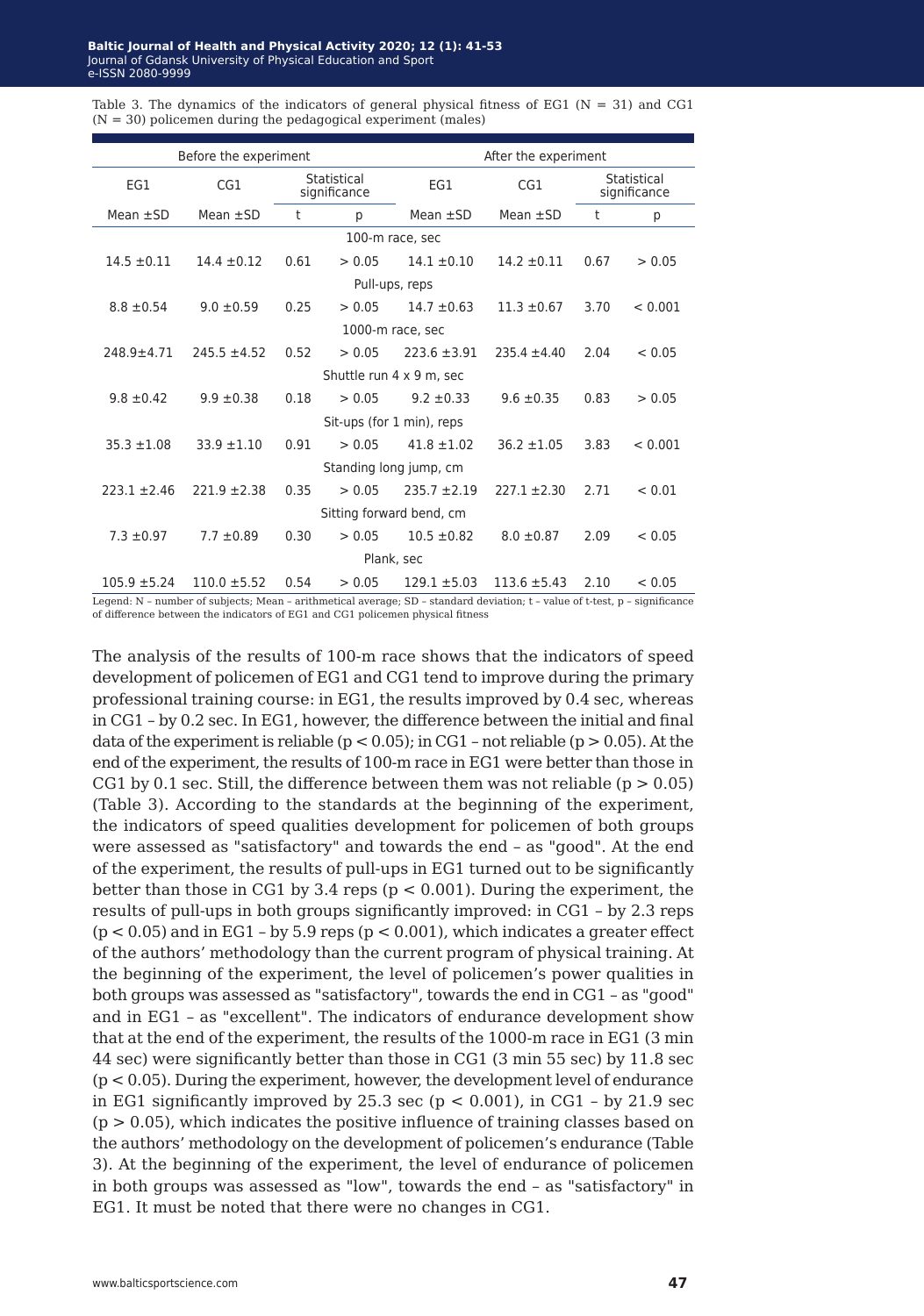Table 3. The dynamics of the indicators of general physical fitness of EG1 (N = 31) and CG1 (N = 30) policemen during the pedagogical experiment (males)

| Before the experiment | | | | After the experiment | | | |
|---|---|---|---|---|---|---|---|
| EG1 | CG1 | Statistical significance | | EG1 | CG1 | Statistical significance | |
| Mean ±SD | Mean ±SD | t | p | Mean ±SD | Mean ±SD | t | p |
| 100-m race, sec | | | | | | | |
| 14.5 ±0.11 | 14.4 ±0.12 | 0.61 | > 0.05 | 14.1 ±0.10 | 14.2 ±0.11 | 0.67 | > 0.05 |
| Pull-ups, reps | | | | | | | |
| 8.8 ±0.54 | 9.0 ±0.59 | 0.25 | > 0.05 | 14.7 ±0.63 | 11.3 ±0.67 | 3.70 | < 0.001 |
| 1000-m race, sec | | | | | | | |
| 248.9±4.71 | 245.5 ±4.52 | 0.52 | > 0.05 | 223.6 ±3.91 | 235.4 ±4.40 | 2.04 | < 0.05 |
| Shuttle run 4 x 9 m, sec | | | | | | | |
| 9.8 ±0.42 | 9.9 ±0.38 | 0.18 | > 0.05 | 9.2 ±0.33 | 9.6 ±0.35 | 0.83 | > 0.05 |
| Sit-ups (for 1 min), reps | | | | | | | |
| 35.3 ±1.08 | 33.9 ±1.10 | 0.91 | > 0.05 | 41.8 ±1.02 | 36.2 ±1.05 | 3.83 | < 0.001 |
| Standing long jump, cm | | | | | | | |
| 223.1 ±2.46 | 221.9 ±2.38 | 0.35 | > 0.05 | 235.7 ±2.19 | 227.1 ±2.30 | 2.71 | < 0.01 |
| Sitting forward bend, cm | | | | | | | |
| 7.3 ±0.97 | 7.7 ±0.89 | 0.30 | > 0.05 | 10.5 ±0.82 | 8.0 ±0.87 | 2.09 | < 0.05 |
| Plank, sec | | | | | | | |
| 105.9 ±5.24 | 110.0 ±5.52 | 0.54 | > 0.05 | 129.1 ±5.03 | 113.6 ±5.43 | 2.10 | < 0.05 |

Legend: N – number of subjects; Mean – arithmetical average; SD – standard deviation; t – value of t-test, p – significance of difference between the indicators of EG1 and CG1 policemen physical fitness

The analysis of the results of 100-m race shows that the indicators of speed development of policemen of EG1 and CG1 tend to improve during the primary professional training course: in EG1, the results improved by 0.4 sec, whereas in CG1 – by 0.2 sec. In EG1, however, the difference between the initial and final data of the experiment is reliable ($p < 0.05$); in CG1 – not reliable ($p > 0.05$). At the end of the experiment, the results of 100-m race in EG1 were better than those in CG1 by 0.1 sec. Still, the difference between them was not reliable ($p > 0.05$) (Table 3). According to the standards at the beginning of the experiment, the indicators of speed qualities development for policemen of both groups were assessed as "satisfactory" and towards the end – as "good". At the end of the experiment, the results of pull-ups in EG1 turned out to be significantly better than those in CG1 by 3.4 reps ($p < 0.001$). During the experiment, the results of pull-ups in both groups significantly improved: in CG1 – by 2.3 reps ($p < 0.05$) and in EG1 – by 5.9 reps ($p < 0.001$), which indicates a greater effect of the authors' methodology than the current program of physical training. At the beginning of the experiment, the level of policemen's power qualities in both groups was assessed as "satisfactory", towards the end in CG1 – as "good" and in EG1 – as "excellent". The indicators of endurance development show that at the end of the experiment, the results of the 1000-m race in EG1 (3 min 44 sec) were significantly better than those in CG1 (3 min 55 sec) by 11.8 sec ($p < 0.05$). During the experiment, however, the development level of endurance in EG1 significantly improved by 25.3 sec ($p < 0.001$), in CG1 – by 21.9 sec ($p > 0.05$), which indicates the positive influence of training classes based on the authors' methodology on the development of policemen's endurance (Table 3). At the beginning of the experiment, the level of endurance of policemen in both groups was assessed as "low", towards the end – as "satisfactory" in EG1. It must be noted that there were no changes in CG1.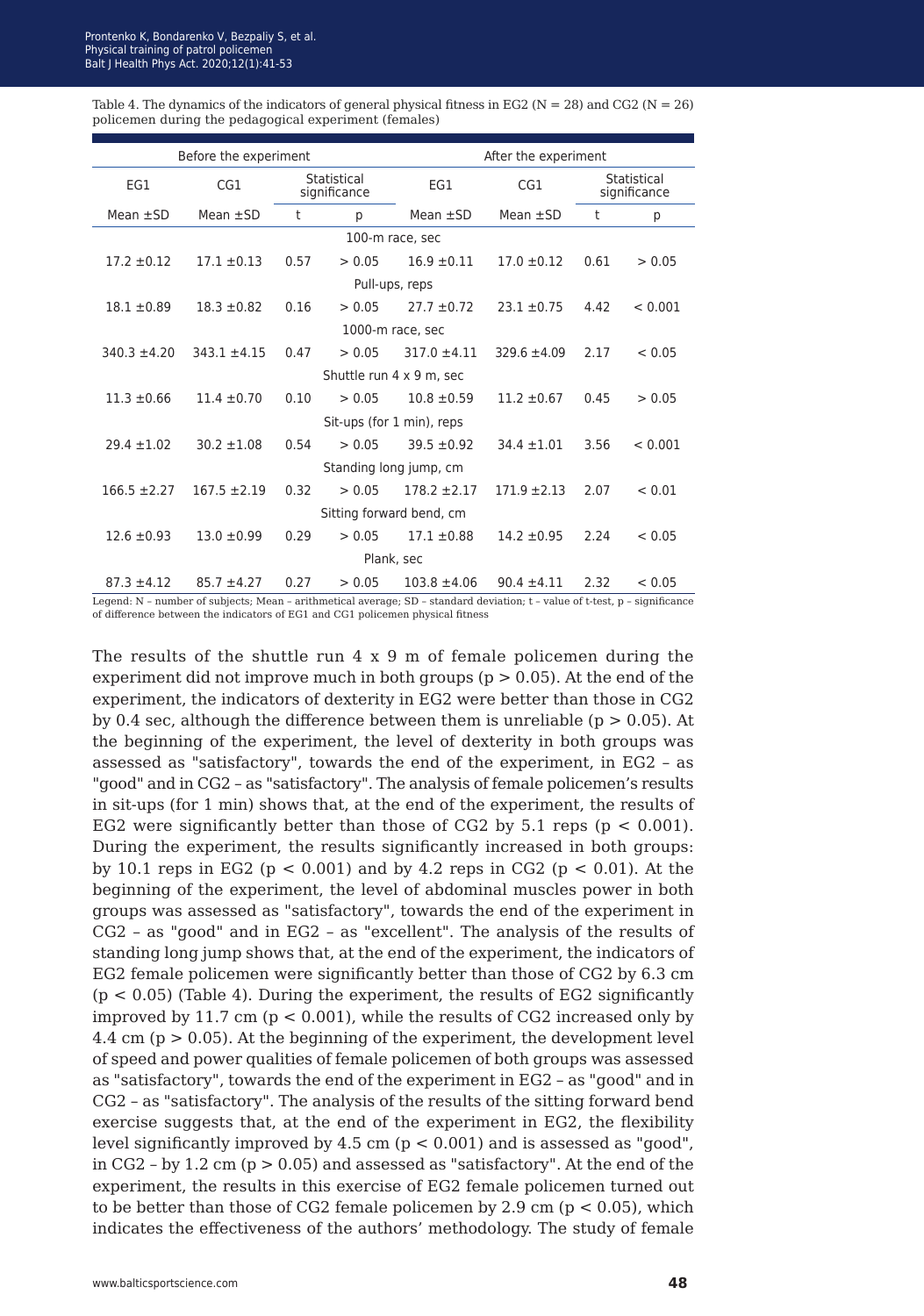Table 4. The dynamics of the indicators of general physical fitness in EG2 (N = 28) and CG2 (N = 26) policemen during the pedagogical experiment (females)

| Before the experiment | | | | After the experiment | | | |
|---|---|---|---|---|---|---|---|
| EG1 | CG1 | Statistical significance | | EG1 | CG1 | Statistical significance | |
| Mean ±SD | Mean ±SD | t | p | Mean ±SD | Mean ±SD | t | p |
| 100-m race, sec | | | | | | | |
| 17.2 ±0.12 | 17.1 ±0.13 | 0.57 | > 0.05 | 16.9 ±0.11 | 17.0 ±0.12 | 0.61 | > 0.05 |
| Pull-ups, reps | | | | | | | |
| 18.1 ±0.89 | 18.3 ±0.82 | 0.16 | > 0.05 | 27.7 ±0.72 | 23.1 ±0.75 | 4.42 | < 0.001 |
| 1000-m race, sec | | | | | | | |
| 340.3 ±4.20 | 343.1 ±4.15 | 0.47 | > 0.05 | 317.0 ±4.11 | 329.6 ±4.09 | 2.17 | < 0.05 |
| Shuttle run 4 x 9 m, sec | | | | | | | |
| 11.3 ±0.66 | 11.4 ±0.70 | 0.10 | > 0.05 | 10.8 ±0.59 | 11.2 ±0.67 | 0.45 | > 0.05 |
| Sit-ups (for 1 min), reps | | | | | | | |
| 29.4 ±1.02 | 30.2 ±1.08 | 0.54 | > 0.05 | 39.5 ±0.92 | 34.4 ±1.01 | 3.56 | < 0.001 |
| Standing long jump, cm | | | | | | | |
| 166.5 ±2.27 | 167.5 ±2.19 | 0.32 | > 0.05 | 178.2 ±2.17 | 171.9 ±2.13 | 2.07 | < 0.01 |
| Sitting forward bend, cm | | | | | | | |
| 12.6 ±0.93 | 13.0 ±0.99 | 0.29 | > 0.05 | 17.1 ±0.88 | 14.2 ±0.95 | 2.24 | < 0.05 |
| Plank, sec | | | | | | | |
| 87.3 ±4.12 | 85.7 ±4.27 | 0.27 | > 0.05 | 103.8 ±4.06 | 90.4 ±4.11 | 2.32 | < 0.05 |

Legend: N – number of subjects; Mean – arithmetical average; SD – standard deviation; t – value of t-test, p – significance of difference between the indicators of EG1 and CG1 policemen physical fitness

The results of the shuttle run 4 x 9 m of female policemen during the experiment did not improve much in both groups ($p > 0.05$). At the end of the experiment, the indicators of dexterity in EG2 were better than those in CG2 by 0.4 sec, although the difference between them is unreliable ($p > 0.05$). At the beginning of the experiment, the level of dexterity in both groups was assessed as "satisfactory", towards the end of the experiment, in EG2 – as "good" and in CG2 – as "satisfactory". The analysis of female policemen's results in sit-ups (for 1 min) shows that, at the end of the experiment, the results of EG2 were significantly better than those of CG2 by 5.1 reps ($p < 0.001$). During the experiment, the results significantly increased in both groups: by 10.1 reps in EG2 ($p < 0.001$) and by 4.2 reps in CG2 ($p < 0.01$). At the beginning of the experiment, the level of abdominal muscles power in both groups was assessed as "satisfactory", towards the end of the experiment in CG2 – as "good" and in EG2 – as "excellent". The analysis of the results of standing long jump shows that, at the end of the experiment, the indicators of EG2 female policemen were significantly better than those of CG2 by 6.3 cm ($p < 0.05$) (Table 4). During the experiment, the results of EG2 significantly improved by 11.7 cm ($p < 0.001$), while the results of CG2 increased only by 4.4 cm ($p > 0.05$). At the beginning of the experiment, the development level of speed and power qualities of female policemen of both groups was assessed as "satisfactory", towards the end of the experiment in EG2 – as "good" and in CG2 – as "satisfactory". The analysis of the results of the sitting forward bend exercise suggests that, at the end of the experiment in EG2, the flexibility level significantly improved by 4.5 cm ($p < 0.001$) and is assessed as "good", in CG2 – by 1.2 cm ($p > 0.05$) and assessed as "satisfactory". At the end of the experiment, the results in this exercise of EG2 female policemen turned out to be better than those of CG2 female policemen by 2.9 cm ($p < 0.05$), which indicates the effectiveness of the authors' methodology. The study of female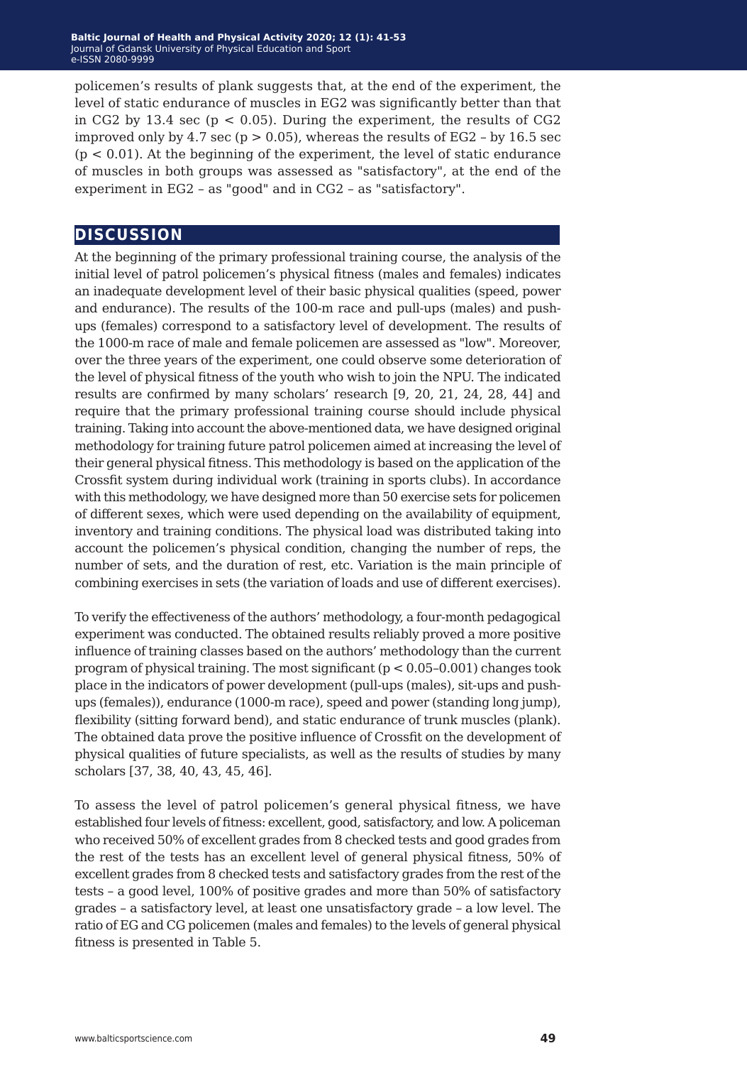policemen's results of plank suggests that, at the end of the experiment, the level of static endurance of muscles in EG2 was significantly better than that in CG2 by 13.4 sec ($p < 0.05$). During the experiment, the results of CG2 improved only by 4.7 sec ($p > 0.05$), whereas the results of EG2 – by 16.5 sec ($p < 0.01$). At the beginning of the experiment, the level of static endurance of muscles in both groups was assessed as "satisfactory", at the end of the experiment in EG2 – as "good" and in CG2 – as "satisfactory".

## DISCUSSION

At the beginning of the primary professional training course, the analysis of the initial level of patrol policemen's physical fitness (males and females) indicates an inadequate development level of their basic physical qualities (speed, power and endurance). The results of the 100-m race and pull-ups (males) and push-ups (females) correspond to a satisfactory level of development. The results of the 1000-m race of male and female policemen are assessed as "low". Moreover, over the three years of the experiment, one could observe some deterioration of the level of physical fitness of the youth who wish to join the NPU. The indicated results are confirmed by many scholars' research [9, 20, 21, 24, 28, 44] and require that the primary professional training course should include physical training. Taking into account the above-mentioned data, we have designed original methodology for training future patrol policemen aimed at increasing the level of their general physical fitness. This methodology is based on the application of the Crossfit system during individual work (training in sports clubs). In accordance with this methodology, we have designed more than 50 exercise sets for policemen of different sexes, which were used depending on the availability of equipment, inventory and training conditions. The physical load was distributed taking into account the policemen's physical condition, changing the number of reps, the number of sets, and the duration of rest, etc. Variation is the main principle of combining exercises in sets (the variation of loads and use of different exercises).

To verify the effectiveness of the authors' methodology, a four-month pedagogical experiment was conducted. The obtained results reliably proved a more positive influence of training classes based on the authors' methodology than the current program of physical training. The most significant ($p < 0.05$–$0.001$) changes took place in the indicators of power development (pull-ups (males), sit-ups and push-ups (females)), endurance (1000-m race), speed and power (standing long jump), flexibility (sitting forward bend), and static endurance of trunk muscles (plank). The obtained data prove the positive influence of Crossfit on the development of physical qualities of future specialists, as well as the results of studies by many scholars [37, 38, 40, 43, 45, 46].

To assess the level of patrol policemen's general physical fitness, we have established four levels of fitness: excellent, good, satisfactory, and low. A policeman who received 50% of excellent grades from 8 checked tests and good grades from the rest of the tests has an excellent level of general physical fitness, 50% of excellent grades from 8 checked tests and satisfactory grades from the rest of the tests – a good level, 100% of positive grades and more than 50% of satisfactory grades – a satisfactory level, at least one unsatisfactory grade – a low level. The ratio of EG and CG policemen (males and females) to the levels of general physical fitness is presented in Table 5.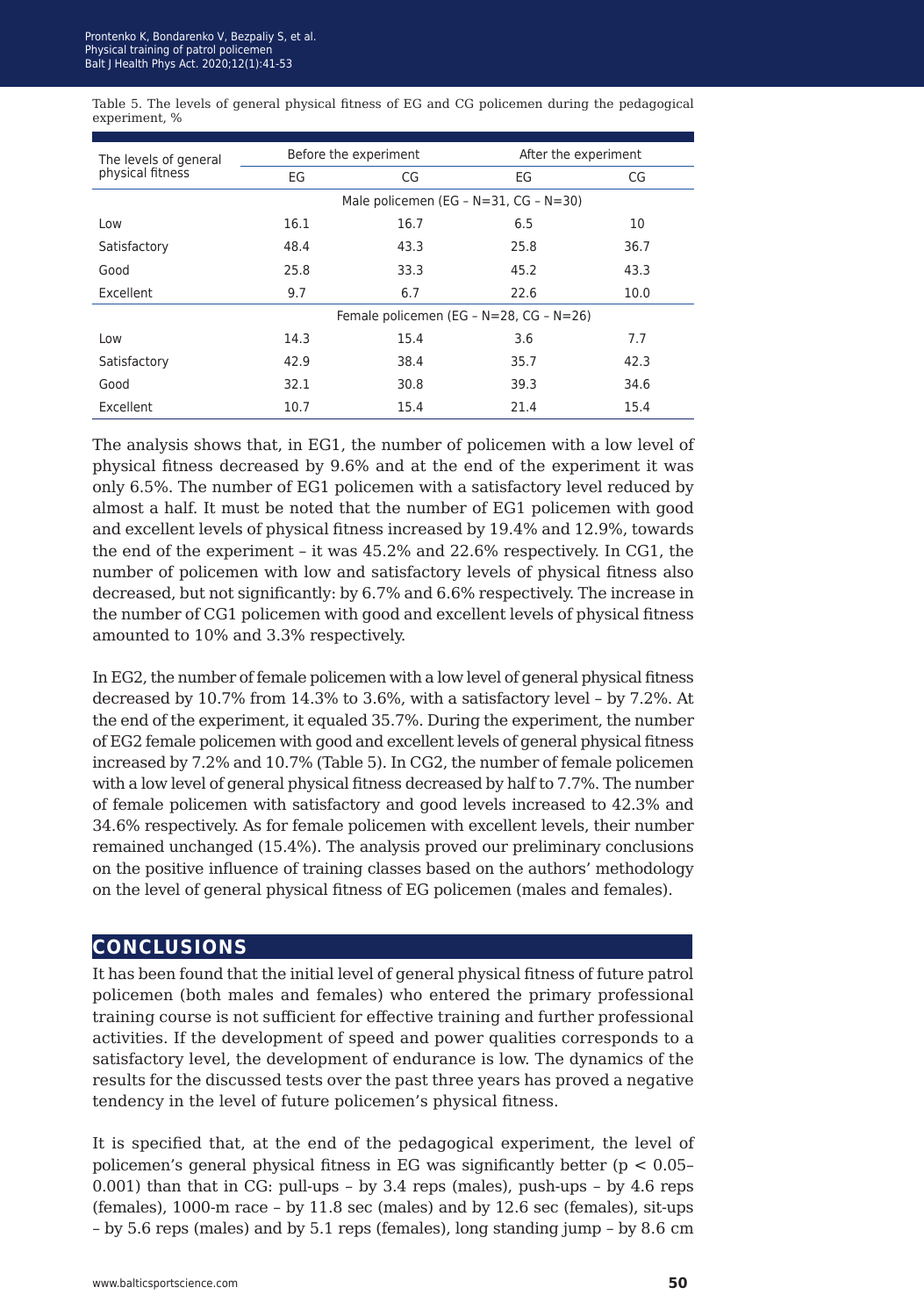Table 5. The levels of general physical fitness of EG and CG policemen during the pedagogical experiment, %

| The levels of general physical fitness | Before the experiment | | After the experiment | |
|---|---|---|---|---|
| | EG | CG | EG | CG |
| Male policemen (EG – N=31, CG – N=30) | | | | |
| Low | 16.1 | 16.7 | 6.5 | 10 |
| Satisfactory | 48.4 | 43.3 | 25.8 | 36.7 |
| Good | 25.8 | 33.3 | 45.2 | 43.3 |
| Excellent | 9.7 | 6.7 | 22.6 | 10.0 |
| Female policemen (EG – N=28, CG – N=26) | | | | |
| Low | 14.3 | 15.4 | 3.6 | 7.7 |
| Satisfactory | 42.9 | 38.4 | 35.7 | 42.3 |
| Good | 32.1 | 30.8 | 39.3 | 34.6 |
| Excellent | 10.7 | 15.4 | 21.4 | 15.4 |

The analysis shows that, in EG1, the number of policemen with a low level of physical fitness decreased by 9.6% and at the end of the experiment it was only 6.5%. The number of EG1 policemen with a satisfactory level reduced by almost a half. It must be noted that the number of EG1 policemen with good and excellent levels of physical fitness increased by 19.4% and 12.9%, towards the end of the experiment – it was 45.2% and 22.6% respectively. In CG1, the number of policemen with low and satisfactory levels of physical fitness also decreased, but not significantly: by 6.7% and 6.6% respectively. The increase in the number of CG1 policemen with good and excellent levels of physical fitness amounted to 10% and 3.3% respectively.

In EG2, the number of female policemen with a low level of general physical fitness decreased by 10.7% from 14.3% to 3.6%, with a satisfactory level – by 7.2%. At the end of the experiment, it equaled 35.7%. During the experiment, the number of EG2 female policemen with good and excellent levels of general physical fitness increased by 7.2% and 10.7% (Table 5). In CG2, the number of female policemen with a low level of general physical fitness decreased by half to 7.7%. The number of female policemen with satisfactory and good levels increased to 42.3% and 34.6% respectively. As for female policemen with excellent levels, their number remained unchanged (15.4%). The analysis proved our preliminary conclusions on the positive influence of training classes based on the authors' methodology on the level of general physical fitness of EG policemen (males and females).

## CONCLUSIONS

It has been found that the initial level of general physical fitness of future patrol policemen (both males and females) who entered the primary professional training course is not sufficient for effective training and further professional activities. If the development of speed and power qualities corresponds to a satisfactory level, the development of endurance is low. The dynamics of the results for the discussed tests over the past three years has proved a negative tendency in the level of future policemen's physical fitness.

It is specified that, at the end of the pedagogical experiment, the level of policemen's general physical fitness in EG was significantly better ($p < 0.05$–$0.001$) than that in CG: pull-ups – by 3.4 reps (males), push-ups – by 4.6 reps (females), 1000-m race – by 11.8 sec (males) and by 12.6 sec (females), sit-ups – by 5.6 reps (males) and by 5.1 reps (females), long standing jump – by 8.6 cm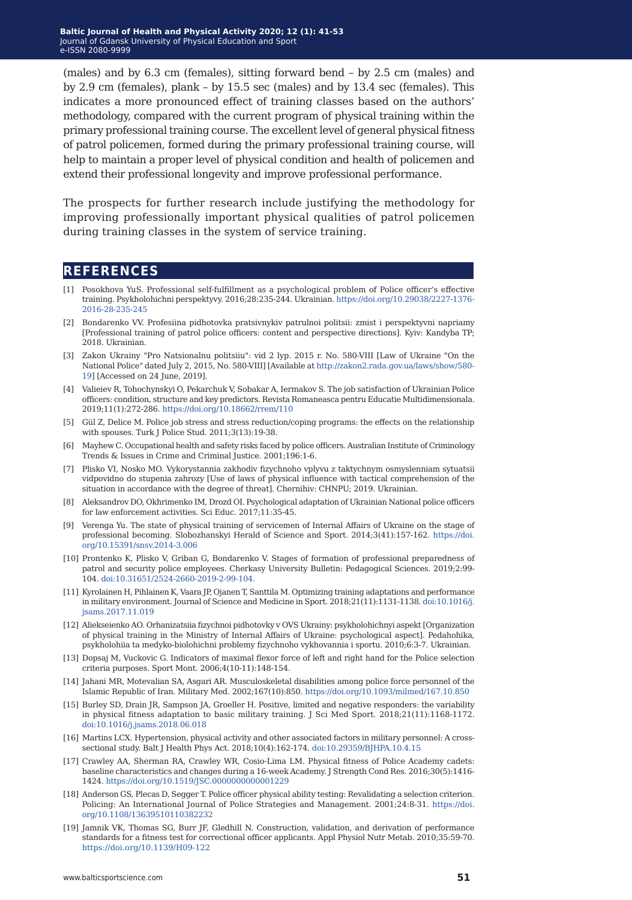(males) and by 6.3 cm (females), sitting forward bend – by 2.5 cm (males) and by 2.9 cm (females), plank – by 15.5 sec (males) and by 13.4 sec (females). This indicates a more pronounced effect of training classes based on the authors' methodology, compared with the current program of physical training within the primary professional training course. The excellent level of general physical fitness of patrol policemen, formed during the primary professional training course, will help to maintain a proper level of physical condition and health of policemen and extend their professional longevity and improve professional performance.

The prospects for further research include justifying the methodology for improving professionally important physical qualities of patrol policemen during training classes in the system of service training.

## REFERENCES

[1] Posokhova YuS. Professional self-fulfillment as a psychological problem of Police officer's effective training. Psykholohichni perspektyvy. 2016;28:235-244. Ukrainian. https://doi.org/10.29038/2227-1376-2016-28-235-245

[2] Bondarenko VV. Profesiina pidhotovka pratsivnykiv patrulnoi politsii: zmist i perspektyvni napriamy [Professional training of patrol police officers: content and perspective directions]. Kyiv: Kandyba TP; 2018. Ukrainian.

[3] Zakon Ukrainy "Pro Natsionalnu politsiiu": vid 2 lyp. 2015 r. No. 580-VIII [Law of Ukraine "On the National Police" dated July 2, 2015, No. 580-VIII] [Available at http://zakon2.rada.gov.ua/laws/show/580-19] [Accessed on 24 June, 2019].

[4] Valieiev R, Tohochynskyi O, Pekarchuk V, Sobakar A, Iermakov S. The job satisfaction of Ukrainian Police officers: condition, structure and key predictors. Revista Romaneasca pentru Educatie Multidimensionala. 2019;11(1):272-286. https://doi.org/10.18662/rrem/110

[5] Gül Z, Delice M. Police job stress and stress reduction/coping programs: the effects on the relationship with spouses. Turk J Police Stud. 2011;3(13):19-38.

[6] Mayhew C. Occupational health and safety risks faced by police officers. Australian Institute of Criminology Trends & Issues in Crime and Criminal Justice. 2001;196:1-6.

[7] Plisko VI, Nosko MO. Vykorystannia zakhodiv fizychnoho vplyvu z taktychnym osmyslenniam sytuatsii vidpovidno do stupenia zahrozy [Use of laws of physical influence with tactical comprehension of the situation in accordance with the degree of threat]. Chernihiv: CHNPU; 2019. Ukrainian.

[8] Aleksandrov DO, Okhrimenko IM, Drozd OI. Psychological adaptation of Ukrainian National police officers for law enforcement activities. Sci Educ. 2017;11:35-45.

[9] Verenga Yu. The state of physical training of servicemen of Internal Affairs of Ukraine on the stage of professional becoming. Slobozhanskyi Herald of Science and Sport. 2014;3(41):157-162. https://doi.org/10.15391/snsv.2014-3.006

[10] Prontenko K, Plisko V, Griban G, Bondarenko V. Stages of formation of professional preparedness of patrol and security police employees. Cherkasy University Bulletin: Pedagogical Sciences. 2019;2:99-104. doi:10.31651/2524-2660-2019-2-99-104.

[11] Kyrolainen H, Pihlainen K, Vaara JP, Ojanen T, Santtila M. Optimizing training adaptations and performance in military environment. Journal of Science and Medicine in Sport. 2018;21(11):1131-1138. doi:10.1016/j.jsams.2017.11.019

[12] Aliekseienko AO. Orhanizatsiia fizychnoi pidhotovky v OVS Ukrainy: psykholohichnyi aspekt [Organization of physical training in the Ministry of Internal Affairs of Ukraine: psychological aspect]. Pedahohika, psykholohiia ta medyko-biolohichni problemy fizychnoho vykhovannia i sportu. 2010;6:3-7. Ukrainian.

[13] Dopsaj M, Vuckovic G. Indicators of maximal flexor force of left and right hand for the Police selection criteria purposes. Sport Mont. 2006;4(10-11):148-154.

[14] Jahani MR, Motevalian SA, Asgari AR. Musculoskeletal disabilities among police force personnel of the Islamic Republic of Iran. Military Med. 2002;167(10):850. https://doi.org/10.1093/milmed/167.10.850

[15] Burley SD, Drain JR, Sampson JA, Groeller H. Positive, limited and negative responders: the variability in physical fitness adaptation to basic military training. J Sci Med Sport. 2018;21(11):1168-1172. doi:10.1016/j.jsams.2018.06.018

[16] Martins LCX. Hypertension, physical activity and other associated factors in military personnel: A cross-sectional study. Balt J Health Phys Act. 2018;10(4):162-174. doi:10.29359/BJHPA.10.4.15

[17] Crawley AA, Sherman RA, Crawley WR, Cosio-Lima LM. Physical fitness of Police Academy cadets: baseline characteristics and changes during a 16-week Academy. J Strength Cond Res. 2016;30(5):1416-1424. https://doi.org/10.1519/JSC.0000000000001229

[18] Anderson GS, Plecas D, Segger T. Police officer physical ability testing: Revalidating a selection criterion. Policing: An International Journal of Police Strategies and Management. 2001;24:8-31. https://doi.org/10.1108/13639510110382232

[19] Jamnik VK, Thomas SG, Burr JF, Gledhill N. Construction, validation, and derivation of performance standards for a fitness test for correctional officer applicants. Appl Physiol Nutr Metab. 2010;35:59-70. https://doi.org/10.1139/H09-122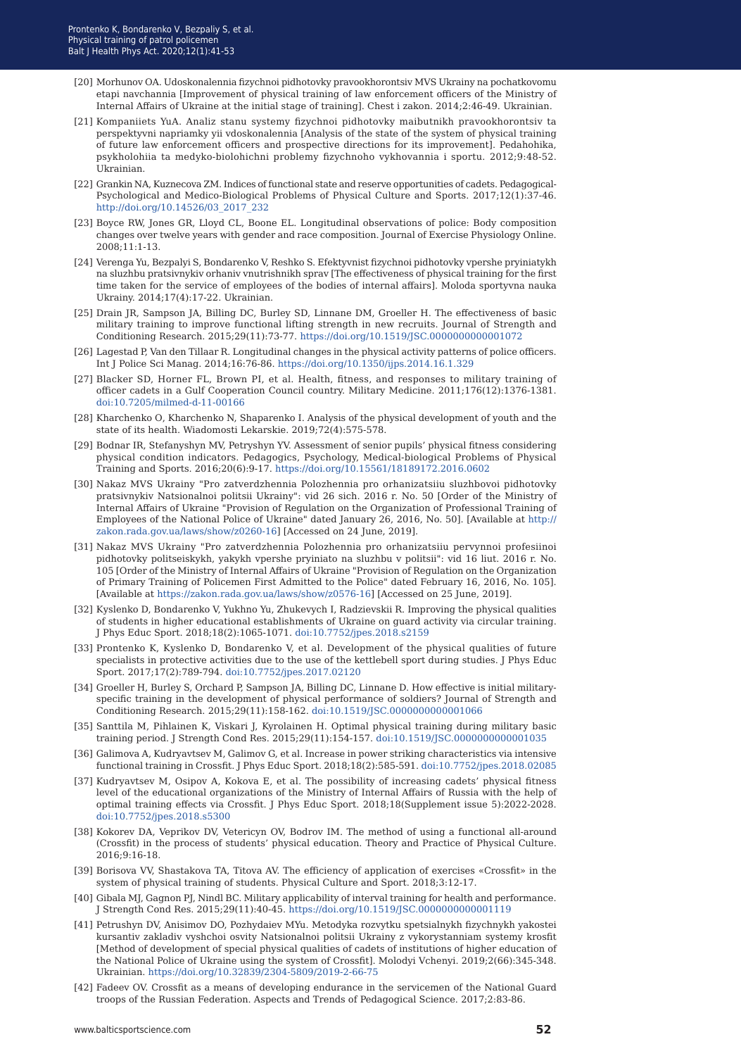[20] Morhunov OA. Udoskonalennia fizychnoi pidhotovky pravookhorontsiv MVS Ukrainy na pochatkovomu etapi navchannia [Improvement of physical training of law enforcement officers of the Ministry of Internal Affairs of Ukraine at the initial stage of training]. Chest i zakon. 2014;2:46-49. Ukrainian.

[21] Kompaniiets YuA. Analiz stanu systemy fizychnoi pidhotovky maibutnikh pravookhorontsiv ta perspektyvni napriamky yii vdoskonalennia [Analysis of the state of the system of physical training of future law enforcement officers and prospective directions for its improvement]. Pedahohika, psykholohiia ta medyko-biolohichni problemy fizychnoho vykhovannia i sportu. 2012;9:48-52. Ukrainian.

[22] Grankin NA, Kuznecova ZM. Indices of functional state and reserve opportunities of cadets. Pedagogical-Psychological and Medico-Biological Problems of Physical Culture and Sports. 2017;12(1):37-46. http://doi.org/10.14526/03_2017_232

[23] Boyce RW, Jones GR, Lloyd CL, Boone EL. Longitudinal observations of police: Body composition changes over twelve years with gender and race composition. Journal of Exercise Physiology Online. 2008;11:1-13.

[24] Verenga Yu, Bezpalyi S, Bondarenko V, Reshko S. Efektyvnist fizychnoi pidhotovky vpershe pryiniatykh na sluzhbu pratsivnykiv orhaniv vnutrishnikh sprav [The effectiveness of physical training for the first time taken for the service of employees of the bodies of internal affairs]. Moloda sportyvna nauka Ukrainy. 2014;17(4):17-22. Ukrainian.

[25] Drain JR, Sampson JA, Billing DC, Burley SD, Linnane DM, Groeller H. The effectiveness of basic military training to improve functional lifting strength in new recruits. Journal of Strength and Conditioning Research. 2015;29(11):73-77. https://doi.org/10.1519/JSC.0000000000001072

[26] Lagestad P, Van den Tillaar R. Longitudinal changes in the physical activity patterns of police officers. Int J Police Sci Manag. 2014;16:76-86. https://doi.org/10.1350/ijps.2014.16.1.329

[27] Blacker SD, Horner FL, Brown PI, et al. Health, fitness, and responses to military training of officer cadets in a Gulf Cooperation Council country. Military Medicine. 2011;176(12):1376-1381. doi:10.7205/milmed-d-11-00166

[28] Kharchenko O, Kharchenko N, Shaparenko I. Analysis of the physical development of youth and the state of its health. Wiadomosti Lekarskie. 2019;72(4):575-578.

[29] Bodnar IR, Stefanyshyn MV, Petryshyn YV. Assessment of senior pupils' physical fitness considering physical condition indicators. Pedagogics, Psychology, Medical-biological Problems of Physical Training and Sports. 2016;20(6):9-17. https://doi.org/10.15561/18189172.2016.0602

[30] Nakaz MVS Ukrainy "Pro zatverdzhennia Polozhennia pro orhanizatsiiu sluzhbovoi pidhotovky pratsivnykiv Natsionalnoi politsii Ukrainy": vid 26 sich. 2016 r. No. 50 [Order of the Ministry of Internal Affairs of Ukraine "Provision of Regulation on the Organization of Professional Training of Employees of the National Police of Ukraine" dated January 26, 2016, No. 50]. [Available at http://zakon.rada.gov.ua/laws/show/z0260-16] [Accessed on 24 June, 2019].

[31] Nakaz MVS Ukrainy "Pro zatverdzhennia Polozhennia pro orhanizatsiiu pervynnoi profesiinoi pidhotovky politseiskykh, yakykh vpershe pryiniato na sluzhbu v politsii": vid 16 liut. 2016 r. No. 105 [Order of the Ministry of Internal Affairs of Ukraine "Provision of Regulation on the Organization of Primary Training of Policemen First Admitted to the Police" dated February 16, 2016, No. 105]. [Available at https://zakon.rada.gov.ua/laws/show/z0576-16] [Accessed on 25 June, 2019].

[32] Kyslenko D, Bondarenko V, Yukhno Yu, Zhukevych I, Radzievskii R. Improving the physical qualities of students in higher educational establishments of Ukraine on guard activity via circular training. J Phys Educ Sport. 2018;18(2):1065-1071. doi:10.7752/jpes.2018.s2159

[33] Prontenko K, Kyslenko D, Bondarenko V, et al. Development of the physical qualities of future specialists in protective activities due to the use of the kettlebell sport during studies. J Phys Educ Sport. 2017;17(2):789-794. doi:10.7752/jpes.2017.02120

[34] Groeller H, Burley S, Orchard P, Sampson JA, Billing DC, Linnane D. How effective is initial military-specific training in the development of physical performance of soldiers? Journal of Strength and Conditioning Research. 2015;29(11):158-162. doi:10.1519/JSC.0000000000001066

[35] Santtila M, Pihlainen K, Viskari J, Kyrolainen H. Optimal physical training during military basic training period. J Strength Cond Res. 2015;29(11):154-157. doi:10.1519/JSC.0000000000001035

[36] Galimova A, Kudryavtsev M, Galimov G, et al. Increase in power striking characteristics via intensive functional training in Crossfit. J Phys Educ Sport. 2018;18(2):585-591. doi:10.7752/jpes.2018.02085

[37] Kudryavtsev M, Osipov A, Kokova E, et al. The possibility of increasing cadets' physical fitness level of the educational organizations of the Ministry of Internal Affairs of Russia with the help of optimal training effects via Crossfit. J Phys Educ Sport. 2018;18(Supplement issue 5):2022-2028. doi:10.7752/jpes.2018.s5300

[38] Kokorev DA, Veprikov DV, Vetericyn OV, Bodrov IM. The method of using a functional all-around (Crossfit) in the process of students' physical education. Theory and Practice of Physical Culture. 2016;9:16-18.

[39] Borisova VV, Shastakova TA, Titova AV. The efficiency of application of exercises «Crossfit» in the system of physical training of students. Physical Culture and Sport. 2018;3:12-17.

[40] Gibala MJ, Gagnon PJ, Nindl BC. Military applicability of interval training for health and performance. J Strength Cond Res. 2015;29(11):40-45. https://doi.org/10.1519/JSC.0000000000001119

[41] Petrushyn DV, Anisimov DO, Pozhydaiev MYu. Metodyka rozvytku spetsialnykh fizychnykh yakostei kursantiv zakladiv vyshchoi osvity Natsionalnoi politsii Ukrainy z vykorystanniam systemy krosfit [Method of development of special physical qualities of cadets of institutions of higher education of the National Police of Ukraine using the system of Crossfit]. Molodyi Vchenyi. 2019;2(66):345-348. Ukrainian. https://doi.org/10.32839/2304-5809/2019-2-66-75

[42] Fadeev OV. Crossfit as a means of developing endurance in the servicemen of the National Guard troops of the Russian Federation. Aspects and Trends of Pedagogical Science. 2017;2:83-86.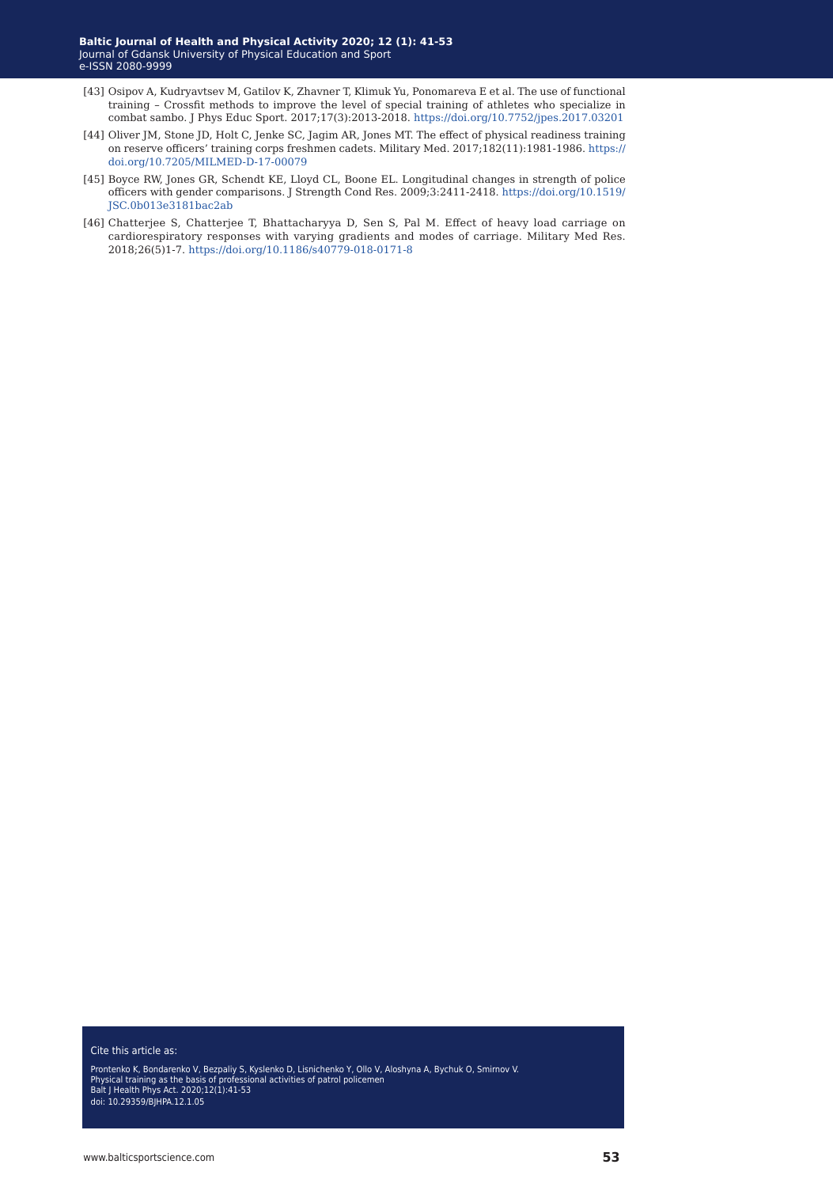[43] Osipov A, Kudryavtsev M, Gatilov K, Zhavner T, Klimuk Yu, Ponomareva E et al. The use of functional training – Crossfit methods to improve the level of special training of athletes who specialize in combat sambo. J Phys Educ Sport. 2017;17(3):2013-2018. https://doi.org/10.7752/jpes.2017.03201

[44] Oliver JM, Stone JD, Holt C, Jenke SC, Jagim AR, Jones MT. The effect of physical readiness training on reserve officers' training corps freshmen cadets. Military Med. 2017;182(11):1981-1986. https://doi.org/10.7205/MILMED-D-17-00079

[45] Boyce RW, Jones GR, Schendt KE, Lloyd CL, Boone EL. Longitudinal changes in strength of police officers with gender comparisons. J Strength Cond Res. 2009;3:2411-2418. https://doi.org/10.1519/JSC.0b013e3181bac2ab

[46] Chatterjee S, Chatterjee T, Bhattacharyya D, Sen S, Pal M. Effect of heavy load carriage on cardiorespiratory responses with varying gradients and modes of carriage. Military Med Res. 2018;26(5)1-7. https://doi.org/10.1186/s40779-018-0171-8

Cite this article as:

Prontenko K, Bondarenko V, Bezpaliy S, Kyslenko D, Lisnichenko Y, Ollo V, Aloshyna A, Bychuk O, Smirnov V.
Physical training as the basis of professional activities of patrol policemen
Balt J Health Phys Act. 2020;12(1):41-53
doi: 10.29359/BJHPA.12.1.05